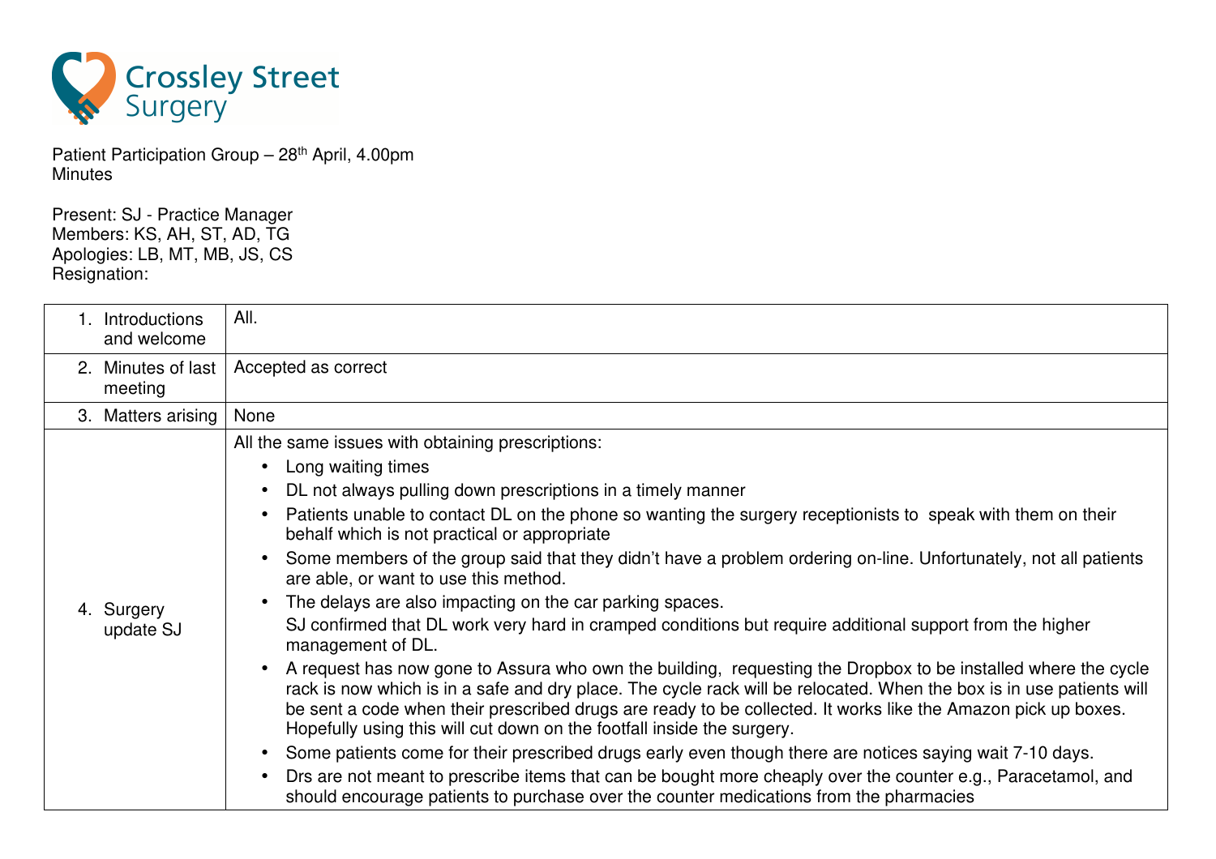# Crossley Street Surgery

Patient Participation Group – 28th April, 4.00pm
Minutes

Present: SJ - Practice Manager
Members: KS, AH, ST, AD, TG
Apologies: LB, MT, MB, JS, CS
Resignation:

| | |
|---|---|
| 1. Introductions and welcome | All. |
| 2. Minutes of last meeting | Accepted as correct |
| 3. Matters arising | None |
| 4. Surgery update SJ | All the same issues with obtaining prescriptions:<br>• Long waiting times<br>• DL not always pulling down prescriptions in a timely manner<br>• Patients unable to contact DL on the phone so wanting the surgery receptionists to speak with them on their behalf which is not practical or appropriate<br>• Some members of the group said that they didn't have a problem ordering on-line. Unfortunately, not all patients are able, or want to use this method.<br>• The delays are also impacting on the car parking spaces.<br>SJ confirmed that DL work very hard in cramped conditions but require additional support from the higher management of DL.<br>• A request has now gone to Assura who own the building, requesting the Dropbox to be installed where the cycle rack is now which is in a safe and dry place. The cycle rack will be relocated. When the box is in use patients will be sent a code when their prescribed drugs are ready to be collected. It works like the Amazon pick up boxes. Hopefully using this will cut down on the footfall inside the surgery.<br>• Some patients come for their prescribed drugs early even though there are notices saying wait 7-10 days.<br>• Drs are not meant to prescribe items that can be bought more cheaply over the counter e.g., Paracetamol, and should encourage patients to purchase over the counter medications from the pharmacies |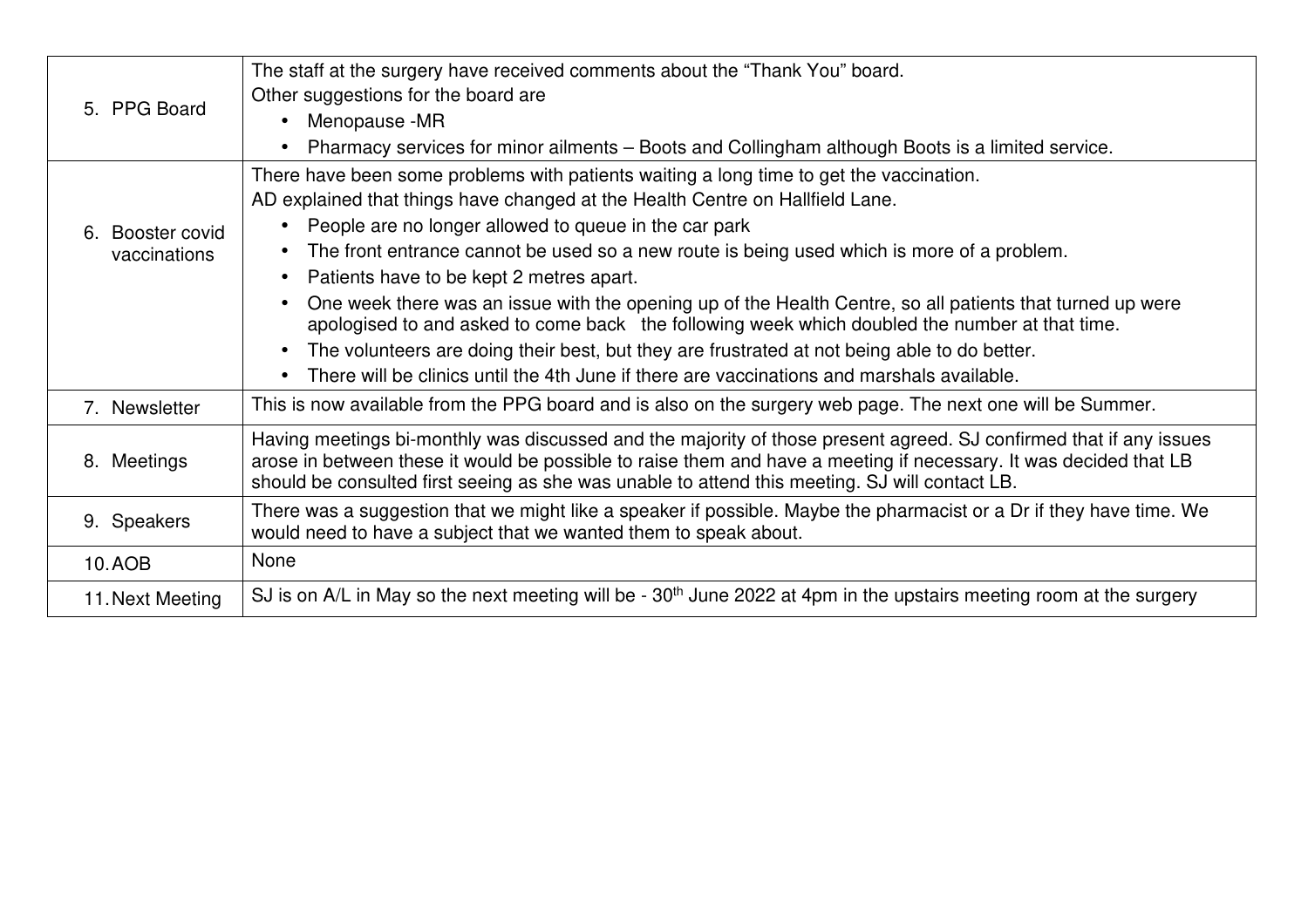| | |
|---|---|
| 5. PPG Board | The staff at the surgery have received comments about the "Thank You" board.<br>Other suggestions for the board are<br>• Menopause -MR<br>• Pharmacy services for minor ailments – Boots and Collingham although Boots is a limited service. |
| 6. Booster covid vaccinations | There have been some problems with patients waiting a long time to get the vaccination.<br>AD explained that things have changed at the Health Centre on Hallfield Lane.<br>• People are no longer allowed to queue in the car park<br>• The front entrance cannot be used so a new route is being used which is more of a problem.<br>• Patients have to be kept 2 metres apart.<br>• One week there was an issue with the opening up of the Health Centre, so all patients that turned up were apologised to and asked to come back the following week which doubled the number at that time.<br>• The volunteers are doing their best, but they are frustrated at not being able to do better.<br>• There will be clinics until the 4th June if there are vaccinations and marshals available. |
| 7. Newsletter | This is now available from the PPG board and is also on the surgery web page. The next one will be Summer. |
| 8. Meetings | Having meetings bi-monthly was discussed and the majority of those present agreed. SJ confirmed that if any issues arose in between these it would be possible to raise them and have a meeting if necessary. It was decided that LB should be consulted first seeing as she was unable to attend this meeting. SJ will contact LB. |
| 9. Speakers | There was a suggestion that we might like a speaker if possible. Maybe the pharmacist or a Dr if they have time. We would need to have a subject that we wanted them to speak about. |
| 10. AOB | None |
| 11. Next Meeting | SJ is on A/L in May so the next meeting will be - 30th June 2022 at 4pm in the upstairs meeting room at the surgery |